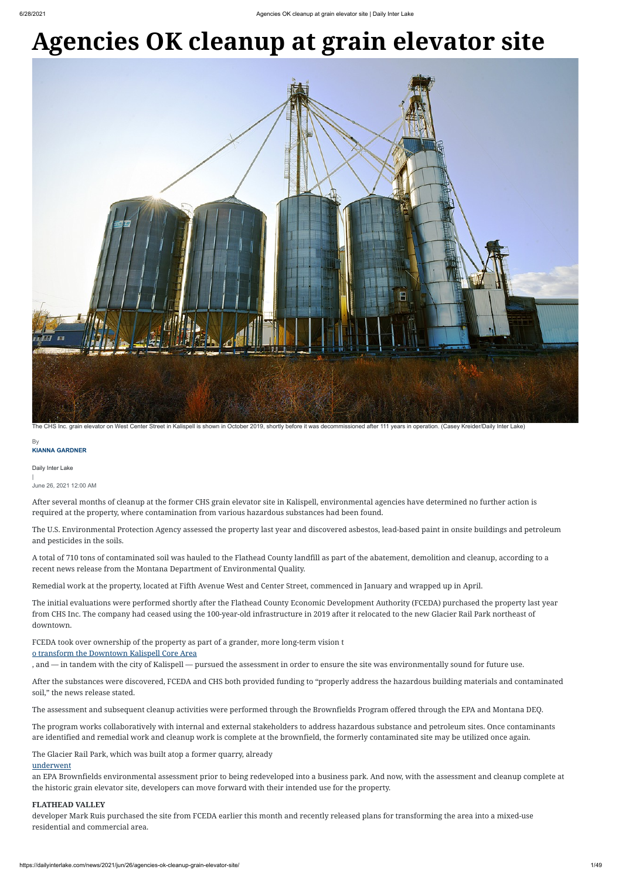# Agencies OK cleanup at grain elevator site

The CHS Inc. grain elevator on West Center Street in Kalispell is shown in October 2019, shortly before it was decommissioned after 111 years in operation. (Casey Kreider/Daily Inter Lake)

By
**KIANNA GARDNER**

Daily Inter Lake
|
June 26, 2021 12:00 AM

After several months of cleanup at the former CHS grain elevator site in Kalispell, environmental agencies have determined no further action is required at the property, where contamination from various hazardous substances had been found.

The U.S. Environmental Protection Agency assessed the property last year and discovered asbestos, lead-based paint in onsite buildings and petroleum and pesticides in the soils.

A total of 710 tons of contaminated soil was hauled to the Flathead County landfill as part of the abatement, demolition and cleanup, according to a recent news release from the Montana Department of Environmental Quality.

Remedial work at the property, located at Fifth Avenue West and Center Street, commenced in January and wrapped up in April.

The initial evaluations were performed shortly after the Flathead County Economic Development Authority (FCEDA) purchased the property last year from CHS Inc. The company had ceased using the 100-year-old infrastructure in 2019 after it relocated to the new Glacier Rail Park northeast of downtown.

FCEDA took over ownership of the property as part of a grander, more long-term vision t
o transform the Downtown Kalispell Core Area
, and — in tandem with the city of Kalispell — pursued the assessment in order to ensure the site was environmentally sound for future use.

After the substances were discovered, FCEDA and CHS both provided funding to "properly address the hazardous building materials and contaminated soil," the news release stated.

The assessment and subsequent cleanup activities were performed through the Brownfields Program offered through the EPA and Montana DEQ.

The program works collaboratively with internal and external stakeholders to address hazardous substance and petroleum sites. Once contaminants are identified and remedial work and cleanup work is complete at the brownfield, the formerly contaminated site may be utilized once again.

The Glacier Rail Park, which was built atop a former quarry, already
underwent
an EPA Brownfields environmental assessment prior to being redeveloped into a business park. And now, with the assessment and cleanup complete at the historic grain elevator site, developers can move forward with their intended use for the property.

**FLATHEAD VALLEY**
developer Mark Ruis purchased the site from FCEDA earlier this month and recently released plans for transforming the area into a mixed-use residential and commercial area.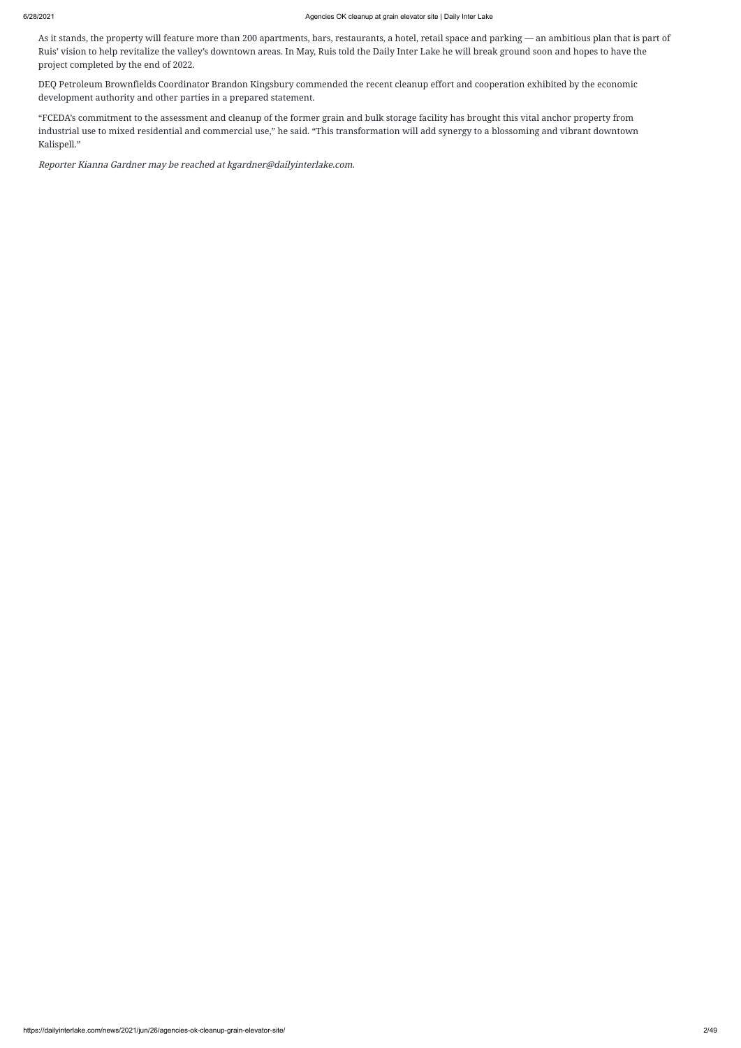As it stands, the property will feature more than 200 apartments, bars, restaurants, a hotel, retail space and parking — an ambitious plan that is part of Ruis' vision to help revitalize the valley's downtown areas. In May, Ruis told the Daily Inter Lake he will break ground soon and hopes to have the project completed by the end of 2022.

DEQ Petroleum Brownfields Coordinator Brandon Kingsbury commended the recent cleanup effort and cooperation exhibited by the economic development authority and other parties in a prepared statement.

"FCEDA's commitment to the assessment and cleanup of the former grain and bulk storage facility has brought this vital anchor property from industrial use to mixed residential and commercial use," he said. "This transformation will add synergy to a blossoming and vibrant downtown Kalispell."

*Reporter Kianna Gardner may be reached at kgardner@dailyinterlake.com.*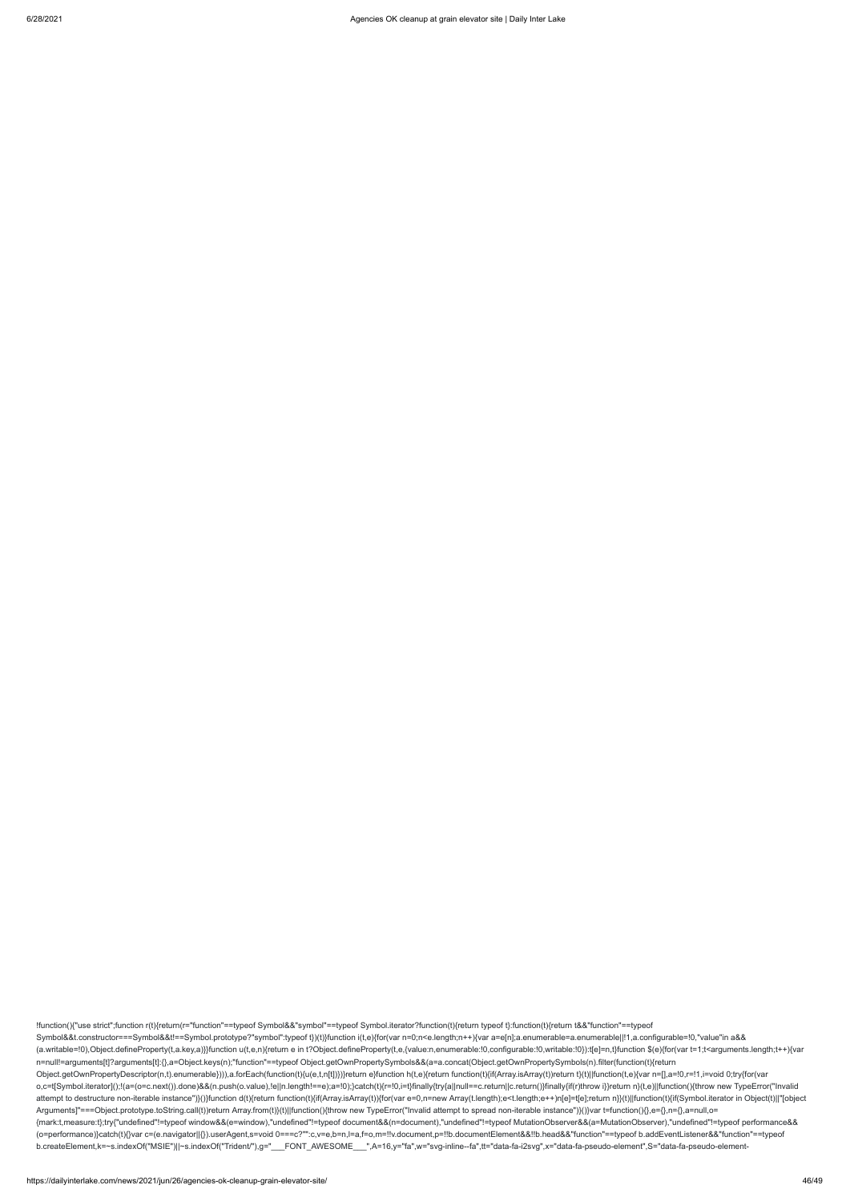```
!function(){"use strict";function r(t){return(r="function"==typeof Symbol&&"symbol"==typeof Symbol.iterator?function(t){return typeof t}:function(t){return t&&"function"==typeof Symbol&&t.constructor===Symbol&&t!==Symbol.prototype?"symbol":typeof t})(t)}function i(t,e){for(var n=0;n<e.length;n++){var a=e[n];a.enumerable=a.enumerable||!1,a.configurable=!0,"value"in a&&(a.writable=!0),Object.defineProperty(t,a.key,a)}}function u(t,e,n){return e in t?Object.defineProperty(t,e,{value:n,enumerable:!0,configurable:!0,writable:!0}):t[e]=n,t}function $(e){for(var t=1;t<arguments.length;t++){var n=null!=arguments[t]?arguments[t]:{},a=Object.keys(n);"function"==typeof Object.getOwnPropertySymbols&&(a=a.concat(Object.getOwnPropertySymbols(n).filter(function(t){return Object.getOwnPropertyDescriptor(n,t).enumerable}))),a.forEach(function(t){u(e,t,n[t])})}return e}function h(t,e){return function(t){if(Array.isArray(t))return t}(t)||function(t,e){var n=[],a=!0,r=!1,i=void 0;try{for(var o,c=t[Symbol.iterator]();!(a=(o=c.next()).done)&&(n.push(o.value),!e||n.length!==e);a=!0);}catch(t){r=!0,i=t}finally{try{a||null==c.return||c.return()}finally{if(r)throw i}}return n}(t,e)||function(){throw new TypeError("Invalid attempt to destructure non-iterable instance")}()}function d(t){return function(t){if(Array.isArray(t)){for(var e=0,n=new Array(t.length);e<t.length;e++)n[e]=t[e];return n}}(t)||function(t){if(Symbol.iterator in Object(t)||"[object Arguments]"===Object.prototype.toString.call(t))return Array.from(t)}(t)||function(){throw new TypeError("Invalid attempt to spread non-iterable instance")}()}var t=function(){},e={},n={},a=null,o={mark:t,measure:t};try{"undefined"!=typeof window&&(e=window),"undefined"!=typeof document&&(n=document),"undefined"!=typeof MutationObserver&&(a=MutationObserver),"undefined"!=typeof performance&&(o=performance)}catch(t){}var c=(e.navigator||{}).userAgent,s=void 0===c?"":c,v=e,b=n,l=a,f=o,m=!!v.document,p=!!b.documentElement&&!!b.head&&"function"==typeof b.addEventListener&&"function"==typeof b.createElement,k=~s.indexOf("MSIE")||~s.indexOf("Trident/"),g="___FONT_AWESOME___",A=16,y="fa",w="svg-inline--fa",tt="data-fa-i2svg",x="data-fa-pseudo-element",S="data-fa-pseudo-element-
```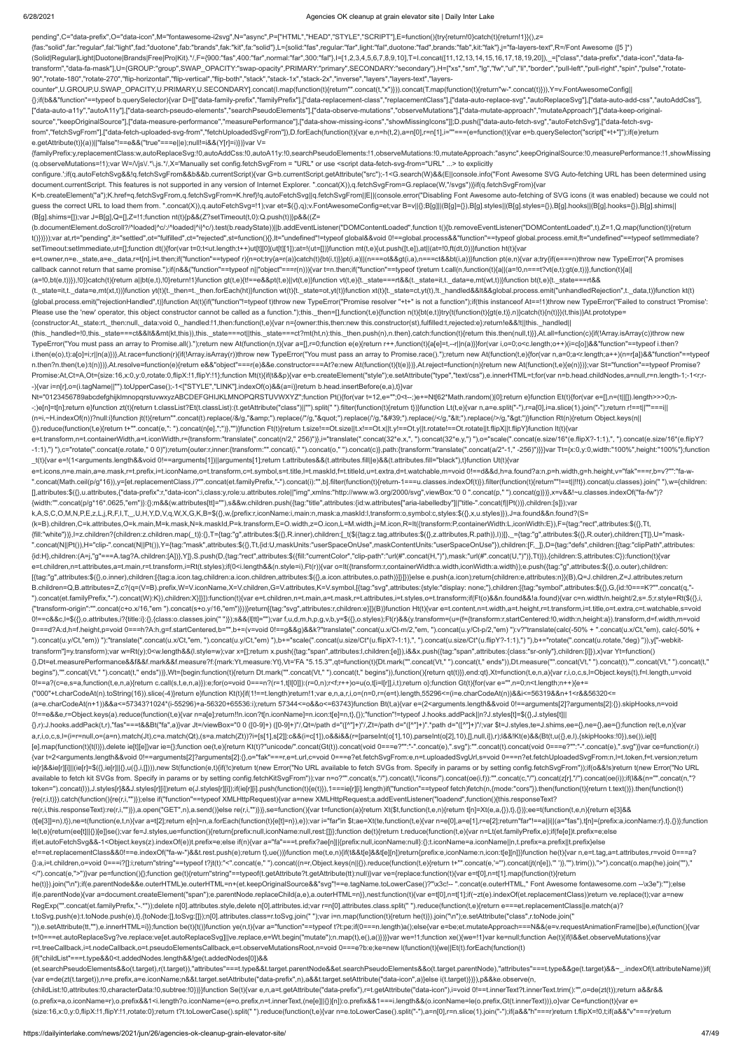```
pending",C="data-prefix",O="data-icon",M="fontawesome-i2svg",N="async",P=["HTML","HEAD","STYLE","SCRIPT"],E=function(){try{return!0}catch(t){return!1}}(),z=
{fas:"solid",far:"regular",fal:"light",fad:"duotone",fab:"brands",fak:"kit",fa:"solid"},L={solid:"fas",regular:"far",light:"fal",duotone:"fad",brands:"fab",kit:"fak"},j="fa-layers-text",R=/Font Awesome ([5 ]*)
(Solid|Regular|Light|Duotone|Brands|Free|Pro|Kit).*/,F={900:"fas",400:"far",normal:"far",300:"fal"},I=[1,2,3,4,5,6,7,8,9,10],T=I.concat([11,12,13,14,15,16,17,18,19,20]),_=["class","data-prefix","data-icon","data-fa-
transform","data-fa-mask"],U={GROUP:"group",SWAP_OPACITY:"swap-opacity",PRIMARY:"primary",SECONDARY:"secondary"},H=["xs","sm","lg","fw","ul","li","border","pull-left","pull-right","spin","pulse","rotate-
90","rotate-180","rotate-270","flip-horizontal","flip-vertical","flip-both","stack","stack-1x","stack-2x","inverse","layers","layers-text","layers-
counter",U.GROUP,U.SWAP_OPACITY,U.PRIMARY,U.SECONDARY].concat(I.map(function(t){return"".concat(t,"x")})).concat(T.map(function(t){return"w-".concat(t)})),Y=v.FontAwesomeConfig||
{};if(b&&"function"==typeof b.querySelector){var D=[["data-family-prefix","familyPrefix"],["data-replacement-class","replacementClass"],["data-auto-replace-svg","autoReplaceSvg"],["data-auto-add-css","autoAddCss"],
["data-auto-a11y","autoA11y"],["data-search-pseudo-elements","searchPseudoElements"],["data-observe-mutations","observeMutations"],["data-mutate-approach","mutateApproach"],["data-keep-original-
source","keepOriginalSource"],["data-measure-performance","measurePerformance"],["data-show-missing-icons","showMissingIcons"]];D.push(["data-auto-fetch-svg","autoFetchSvg"],["data-fetch-svg-
from","fetchSvgFrom"],["data-fetch-uploaded-svg-from","fetchUploadedSvgFrom"]),D.forEach(function(t){var e,n=h(t,2),a=n[0],r=n[1],i=""===(e=function(t){var e=b.querySelector("script["+t+"]");if(e)return
e.getAttribute(t)}(a))||"false"!==e&&("true"===e||e);null!=i&&(Y[r]=i)})}var V=
{familyPrefix:y,replacementClass:w,autoReplaceSvg:!0,autoAddCss:!0,autoA11y:!0,searchPseudoElements:!1,observeMutations:!0,mutateApproach:"async",keepOriginalSource:!0,measurePerformance:!1,showMissing
(q.observeMutations=!1);var W=/\/js\/.*\.js.*/,X='Manually set config.fetchSvgFrom = "URL" or use <script data-fetch-svg-from="URL" ...> to explicitly
configure.';if(q.autoFetchSvg&&!q.fetchSvgFrom&&b&&b.currentScript){var G=b.currentScript.getAttribute("src");-1<G.search(W)&&(E||console.info("Font Awesome SVG Auto-fetching URL has been determined using
document.currentScript. This features is not supported in any version of Internet Explorer. ".concat(X)),q.fetchSvgFrom=G.replace(W,"/svgs"))}if(q.fetchSvgFrom){var
K=b.createElement("a");K.href=q.fetchSvgFrom,q.fetchSvgFrom=K.href}!q.autoFetchSvg||q.fetchSvgFrom||E||(console.error("Disabling Font Awesome auto-fetching of SVG icons (it was enabled) because we could not
guess the correct URL to load them from. ".concat(X)),q.autoFetchSvg=!1);var et=${{},q};v.FontAwesomeConfig=et;var B=v||{};B[g]||(B[g]={}),B[g].styles||(B[g].styles={}),B[g].hooks||(B[g].hooks={}),B[g].shims||
(B[g].shims=[]);var J=B[g],Q=[],Z=!1;function nt(t){p&&(Z?setTimeout(t,0):Q.push(t))}p&&((Z=
(b.documentElement.doScroll?/^loaded|^c/:/^loaded|^i|^c/).test(b.readyState))||b.addEventListener("DOMContentLoaded",function t(){b.removeEventListener("DOMContentLoaded",t),Z=1,Q.map(function(t){return
t()})}));var at,rt="pending",it="settled",ot="fulfilled",ct="rejected",st=function(){},lt="undefined"!=typeof global&&void 0!==global.process&&"function"==typeof global.process.emit,ft="undefined"==typeof setImmediate?
setTimeout:setImmediate,ut=[];function dt(){for(var t=0;t<ut.length;t++)ut[t][0](ut[t][1]);ut=[],at=!1}function mt(t,e){ut.push([t,e]),at||(at=!0,ft(dt,0))}function ht(t){var
e=t.owner,n=e._state,a=e._data,r=t[n],i=t.then;if("function"==typeof r){n=ot;try{a=r(a)}catch(t){bt(i,t)}}pt(i,a)||(n===ot&&gt(i,a),n===ct&&bt(i,a))}function pt(e,n){var a;try{if(e===n)throw new TypeError("A promises
callback cannot return that same promise.");if(n&&("function"==typeof n||"object"===r(n))){var t=n.then;if("function"==typeof t)return t.call(n,function(t){a||(a=!0,n===t?vt(e,t):gt(e,t))},function(t){a||
(a=!0,bt(e,t))}),!0}}catch(t){return a||bt(e,t),!0}return!1}function gt(t,e){t!==e&&pt(t,e)||vt(t,e)}function vt(t,e){t._state===rt&&(t._state=it,t._data=e,mt(wt,t))}function bt(t,e){t._state===rt&&
(t._state=it,t._data=e,mt(xt,t))}function yt(t){t._then=t._then.forEach(ht)}function wt(t){t._state=ot,yt(t)}function xt(t){t._state=ct,yt(t),!t._handled&&lt&&global.process.emit("unhandledRejection",t._data,t)}function kt(t)
{global.process.emit("rejectionHandled",t)}function At(t){if("function"!=typeof t)throw new TypeError("Promise resolver "+t+" is not a function");if(this instanceof At==!1)throw new TypeError("Failed to construct 'Promise':
Please use the 'new' operator, this object constructor cannot be called as a function.");this._then=[],function(t,e){function n(t){bt(e,t)}try{t(function(t){gt(e,t)},n)}catch(t){n(t)}}(t,this)}At.prototype=
{constructor:At,_state:rt,_then:null,_data:void 0,_handled:!1,then:function(t,e){var n={owner:this,then:new this.constructor(st),fulfilled:t,rejected:e};return!e&&!t||this._handled||
(this._handled=!0,this._state===ct&&lt&&mt(kt,this)),this._state===ot||this._state===ct?mt(ht,n):this._then.push(n),n.then},catch:function(t){return this.then(null,t)}},At.all=function(c){if(!Array.isArray(c))throw new
TypeError("You must pass an array to Promise.all().");return new At(function(n,t){var a=[],r=0;function e(e){return r++,function(t){a[e]=t,--r||n(a)}}for(var i,o=0;o<c.length;o++)(i=c[o])&&"function"==typeof i.then?
i.then(e(o),t):a[o]=i;r||n(a)})},At.race=function(r){if(!Array.isArray(r))throw new TypeError("You must pass an array to Promise.race().");return new At(function(t,e){for(var n,a=0;a<r.length;a++)(n=r[a])&&"function"==typeof
n.then?n.then(t,e):t(n)})},At.resolve=function(e){return e&&"object"===r(e)&&e.constructor===At?e:new At(function(t){t(e)})},At.reject=function(n){return new At(function(t,e){e(n)})};var St="function"==typeof Promise?
Promise:At,Ct=A,Ot={size:16,x:0,y:0,rotate:0,flipX:!1,flipY:!1};function Mt(t){if(t&&p){var e=b.createElement("style");e.setAttribute("type","text/css"),e.innerHTML=t;for(var n=b.head.childNodes,a=null,r=n.length-1;-1<r;r-
-){var i=n[r],o=(i.tagName||"").toUpperCase();-1<["STYLE","LINK"].indexOf(o)&&(a=i)}return b.head.insertBefore(e,a),t}}var
Nt="0123456789abcdefghijklmnopqrstuvwxyzABCDEFGHIJKLMNOPQRSTUVWXYZ";function Pt(){for(var t=12,e="";0<t--;)e+=Nt[62*Math.random()|0];return e}function Et(t){for(var e=[],n=(t||[]).length>>>0;n-
-;)e[n]=t[n];return e}function zt(t){return t.classList?Et(t.classList):(t.getAttribute("class")||"").split(" ").filter(function(t){return t})}function Lt(t,e){var n,a=e.split("-"),r=a[0],i=a.slice(1).join("-");return r!==t||""===i||
(n=i,~H.indexOf(n))?null:i}function jt(t){return"".concat(t).replace(/&/g,"&amp;").replace(/"/g,"&quot;").replace(/'/g,"&#39;").replace(/</g,"&lt;").replace(/>/g,"&gt;")}function Rt(n){return Object.keys(n||
{}).reduce(function(t,e){return t+"".concat(e,": ").concat(n[e],";")},"")}function Ft(t){return t.size!==Ot.size||t.x!==Ot.x||t.y!==Ot.y||t.rotate!==Ot.rotate||t.flipX||t.flipY}function It(t){var
e=t.transform,n=t.containerWidth,a=t.iconWidth,r={transform:"translate(".concat(n/2," 256)")},i="translate(".concat(32*e.x,", ").concat(32*e.y,") "),o="scale(".concat(e.size/16*(e.flipX?-1:1),", ").concat(e.size/16*(e.flipY?
-1:1),") "),c="rotate(".concat(e.rotate," 0 0)");return{outer:r,inner:{transform:"".concat(i," ").concat(o," ").concat(c)},path:{transform:"translate(".concat(a/2*-1," -256)")}}}var Tt={x:0,y:0,width:"100%",height:"100%"};function
_t(t){var e=!(1<arguments.length&&void 0!==arguments[1])||arguments[1];return t.attributes&&(t.attributes.fill||e)&&(t.attributes.fill="black"),t}function Ut(t){var
e=t.icons,n=e.main,a=e.mask,r=t.prefix,i=t.iconName,o=t.transform,c=t.symbol,s=t.title,l=t.maskId,f=t.titleId,u=t.extra,d=t.watchable,m=void 0!==d&&d,h=a.found?a:n,p=h.width,g=h.height,v="fak"===r,b=v?"":"fa-w-
".concat(Math.ceil(p/g*16)),y=[et.replacementClass,i?"".concat(et.familyPrefix,"-").concat(i):"",b].filter(function(t){return-1===u.classes.indexOf(t)}).filter(function(t){return""!==t||!!t}).concat(u.classes).join(" "),w={children:
[],attributes:${{},u.attributes,{"data-prefix":r,"data-icon":i,class:y,role:u.attributes.role||"img",xmlns:"http://www.w3.org/2000/svg",viewBox:"0 0 ".concat(p," ").concat(g)})},x=v&&!~u.classes.indexOf("fa-fw")?
{width:"".concat(p/g*16*.0625,"em")}:{};m&&(w.attributes[tt]=""),s&&w.children.push({tag:"title",attributes:{id:w.attributes["aria-labelledby"]||"title-".concat(f||Pt())},children:[s]});var
k,A,S,C,O,M,N,P,E,z,L,j,R,F,I,T,_,U,H,Y,D,V,q,W,X,G,K,B=${{},w,{prefix:r,iconName:i,main:n,mask:a,maskId:l,transform:o,symbol:c,styles:${{},x,u.styles}}},J=a.found&&n.found?(S=
(k=B).children,C=k.attributes,O=k.main,M=k.mask,N=k.maskId,P=k.transform,E=O.width,z=O.icon,L=M.width,j=M.icon,R=It({transform:P,containerWidth:L,iconWidth:E}),F={tag:"rect",attributes:${{},Tt,
{fill:"white"})},I=z.children?{children:z.children.map(_t)}:{},T={tag:"g",attributes:${{},R.inner),children:[_t(${{tag:z.tag,attributes:${{},z.attributes,R.path)},I))]},_={tag:"g",attributes:${{},R.outer),children:[T]},U="mask-
".concat(N||Pt()),H="clip-".concat(N||Pt()),Y={tag:"mask",attributes:${{},Tt,{id:U,maskUnits:"userSpaceOnUse",maskContentUnits:"userSpaceOnUse"}),children:[F,_]},D={tag:"defs",children:[{tag:"clipPath",attributes:
{id:H},children:(A=j,"g"===A.tag?A.children:[A])},Y]},S.push(D,{tag:"rect",attributes:${{fill:"currentColor","clip-path":"url(#".concat(H,")"),mask:"url(#".concat(U,")")},Tt)}),{children:S,attributes:C}):function(t){var
e=t.children,n=t.attributes,a=t.main,r=t.transform,i=Rt(t.styles);if(0<i.length&&(n.style=i),Ft(r)){var o=It({transform:r,containerWidth:a.width,iconWidth:a.width});e.push({tag:"g",attributes:${{},o.outer),children:
[{tag:"g",attributes:${{},o.inner),children:[{tag:a.icon.tag,children:a.icon.children,attributes:${{},a.icon.attributes,o.path)}]}]})}else e.push(a.icon);return{children:e,attributes:n}}(B),Q=J.children,Z=J.attributes;return
B.children=Q,B.attributes=Z,c?(q=(V=B).prefix,W=V.iconName,X=V.children,G=V.attributes,K=V.symbol,[{tag:"svg",attributes:{style:"display: none;"},children:[{tag:"symbol",attributes:${{},G,{id:!0===K?"".concat(q,"-
").concat(et.familyPrefix,"-").concat(W):K}),children:X}]}]):function(t){var e=t.children,n=t.main,a=t.mask,r=t.attributes,i=t.styles,o=t.transform;if(Ft(o)&&n.found&&!a.found){var c=n.width/n.height/2,s=.5;r.style=Rt(${{},i,
{"transform-origin":"".concat(c+o.x/16,"em ").concat(s+o.y/16,"em")}))}return[{tag:"svg",attributes:r,children:e}]}(B)}function Ht(t){var e=t.content,n=t.width,a=t.height,r=t.transform,i=t.title,o=t.extra,c=t.watchable,s=void
0!==c&&c,l=${{},o.attributes,i?{title:i}:{},{class:o.classes.join(" ")}};s&&(l[tt]="");var f,u,d,m,h,p,g,v,b,y=${{},o.styles};Ft(r)&&(y.transform=(u=(f={transform:r,startCentered:!0,width:n,height:a}).transform,d=f.width,m=void
0===d?A:d,h=f.height,p=void 0===h?A:h,g=f.startCentered,b="",b+=(v=void 0!==g&&g)&&k?"translate(".concat(u.x/Ct-m/2,"em, ").concat(u.y/Ct-p/2,"em) "):v?"translate(calc(-50% + ".concat(u.x/Ct,"em), calc(-50% +
").concat(u.y/Ct,"em)) "):"translate(".concat(u.x/Ct,"em, ").concat(u.y/Ct,"em) "),b+="scale(".concat(u.size/Ct*(u.flipX?-1:1),", ").concat(u.size/Ct*(u.flipY?-1:1),") "),b+="rotate(".concat(u.rotate,"deg) ")),y["-webkit-
transform"]=y.transform);var w=Rt(y);0<w.length&&(l.style=w);var x=[];return x.push({tag:"span",attributes:l,children:[e]}),i&&x.push({tag:"span",attributes:{class:"sr-only"},children:[i]}),x}var Yt=function()
{},Dt=et.measurePerformance&&f&&f.mark&&f.measure?f:{mark:Yt,measure:Yt},Vt='FA "5.15.3"',qt=function(t){Dt.mark("".concat(Vt," ").concat(t," ends")),Dt.measure("".concat(Vt," ").concat(t),"".concat(Vt," ").concat(t,"
begins"),"".concat(Vt," ").concat(t," ends"))},Wt={begin:function(t){return Dt.mark("".concat(Vt," ").concat(t," begins")),function(){return qt(t)}},end:qt},Xt=function(t,e,n,a){var r,i,o,c,s,l=Object.keys(t),f=l.length,u=void
0!==a?(c=e,s=a,function(t,e,n,a){return c.call(s,t,e,n,a)}):e;for(o=void 0===n?(r=1,t[l[0]]):(r=0,n);r<f;r++)o=u(o,t[i=l[r]],i,t);return o};function Gt(t){for(var e="",n=0;n<t.length;n++){e+=
("000"+t.charCodeAt(n).toString(16)).slice(-4)}return e}function Kt(t){if(1!==t.length)return!1;var e,n,a,r,i,o=(n=0,r=(e=t).length,55296<=(i=e.charCodeAt(n))&&i<=56319&&n+1<r&&56320<=
(a=e.charCodeAt(n+1))&&a<=57343?1024*(i-55296)+a-56320+65536:i);return 57344<=o&&o<=63743}function Bt(t,a){var e=(2<arguments.length&&void 0!==arguments[2]?arguments[2]:{}).skipHooks,n=void
0!==e&&e,r=Object.keys(a).reduce(function(t,e){var n=a[e];return!!n.icon?t[n.iconName]=n.icon:t[e]=n,t},{});"function"!=typeof J.hooks.addPack||n?J.styles[t]=${{},J.styles[t]||
{},r}:J.hooks.addPack(t,r),"fas"===t&&Bt("fa",a)}var Jt=/viewBox="0 0 ([0-9]+) ([0-9]+)"/,Qt=/path d="([^"]+)"/,Zt=/path d="([^"]+)".*path d="([^"]+)"/;var $t=J.styles,te=J.shims,ee={},ne={},ae={};function re(t,e,n){var
a,r,i,o,c,s,l=(i=r=null,o=(a=n).match(Jt),c=a.match(Qt),(s=a.match(Zt))?i=[s[1],s[2]]:c&&(i=c[1]),o&&i&&(r=[parseInt(o[1],10),parseInt(o[2],10),[],null,i]),r);l&&!Kt(e)&&(Bt(t,u({},e,l),{skipHooks:!0}),se()),ie[t]
[e].map(function(t){t(l)}),delete ie[t][e]}var ie={};function oe(t,e){return Kt(t)?"unicode/".concat(Gt(t)).concat(void 0===e?"":"-".concat(e),".svg"):"".concat(t).concat(void 0===e?"":"-".concat(e),".svg")}var ce=function(r,i)
{var t=2<arguments.length&&void 0!==arguments[2]?arguments[2]:{},o="fak"===r,e=t.url,c=void 0===e?et.fetchSvgFrom:e,n=t.uploadedSvgUrl,s=void 0===n?et.fetchUploadedSvgFrom:n,l=t.token,f=t.version;return
ie[r]&&ie[r][i]||(ie[r]=${{},ie[r]||{},u({},i,[])}),new St(function(e,t){if(!c)return t(new Error("No URL available to fetch SVGs from. Specify in params or by setting config.fetchSvgFrom"));if(o&&!s)return t(new Error("No URL
available to fetch kit SVGs from. Specify in params or by setting config.fetchKitSvgFrom"));var n=o?"".concat(s,"/").concat(l,"/icons/").concat(oe(i,f)):"".concat(c,"/").concat(z[r],"/").concat(oe(i));if(l&&(n="".concat(n,"?
token=").concat(l)),J.styles[r]&&J.styles[r][i])return e(J.styles[r][i]);if(ie[r][i].push(function(t){e(t)}),1===ie[r][i].length)if("function"==typeof fetch)fetch(n,{mode:"cors"}).then(function(t){return t.text()}).then(function(t)
{re(r,i,t)}).catch(function(){re(r,i,"")});else if("function"==typeof XMLHttpRequest){var a=new XMLHttpRequest;a.addEventListener("loadend",function(){this.responseText?
re(r,i,this.responseText):re(r,i,"")}),a.open("GET",n),a.send()}else re(r,i,"")})},se=function(){var t=function(a){return Xt($t,function(t,e,n){return t[n]=Xt(e,a,{}),t},{})};ee=t(function(t,e,n){return e[3]&&
(t[e[3]]=n),t}),ne=t(function(e,t,n){var a=t[2];return e[n]=n,a.forEach(function(t){e[t]=n}),e});var i="far"in $t;ae=Xt(te,function(t,e){var n=e[0],a=e[1],r=e[2];return"far"!==a||i||(a="fas"),t[n]={prefix:a,iconName:r},t},{})};function
le(t,e){return(ee[t]||{})[e]}se();var fe=J.styles;function ue(t){return{prefix:null,iconName:null,rest:[]}};function de(t){return t.reduce(function(t,e){var n=Lt(et.familyPrefix,e);if(fe[e])t.prefix=e;else
if(et.autoFetchSvg&&-1<Object.keys(z).indexOf(e))t.prefix=e;else if(n){var a="fa"===t.prefix?ae[n]||{prefix:null,iconName:null}:{};t.iconName=a.iconName||n,t.prefix=a.prefix||t.prefix}else
e!==et.replacementClass&&0!==e.indexOf("fa-w-")&&t.rest.push(e);return t},ue())}function me(t,e,n){if(t&&t[e]&&t[e][n])return{prefix:e,iconName:n,icon:t[e][n]}}function he(t){var n,e=t.tag,a=t.attributes,r=void 0===a?
{}:a,i=t.children,o=void 0===i?[]:i;return"string"==typeof t?jt(t):"<".concat(e," ").concat((n=r,Object.keys(n||{}).reduce(function(t,e){return t+"".concat(e,'="').concat(jt(n[e]),'" ')},"").trim()),">").concat(o.map(he).join(""),"
</").concat(e,">")}var pe=function(){};function ge(t){return"string"==typeof(t.getAttribute?t.getAttribute(tt):null)}var ve={replace:function(t){var e=t[0],n=t[1].map(function(t){return
he(t)}).join("\n");if(e.parentNode&&e.outerHTML)e.outerHTML=n+(et.keepOriginalSource&&"svg"!==e.tagName.toLowerCase()?"\x3c!-- ".concat(e.outerHTML," Font Awesome fontawesome.com --\x3e"):"");else
if(e.parentNode){var a=document.createElement("span");e.parentNode.replaceChild(a,e),a.outerHTML=n}},nest:function(t){var e=t[0],n=t[1];if(~zt(e).indexOf(et.replacementClass))return ve.replace(t);var a=new
RegExp("".concat(et.familyPrefix,"-.*"));delete n[0].attributes.style,delete n[0].attributes.id;var r=n[0].attributes.class.split(" ").reduce(function(t,e){return e===et.replacementClass||e.match(a)?
t.toSvg.push(e):t.toNode.push(e),t},{toNode:[],toSvg:[]});n[0].attributes.class=r.toSvg.join(" ");var i=n.map(function(t){return he(t)}).join("\n");e.setAttribute("class",r.toNode.join("
")),e.setAttribute(tt,""),e.innerHTML=i}};function be(t){t()}function ye(n,t){var a="function"==typeof t?t:pe;if(0===n.length)a();else{var e=be;et.mutateApproach===N&&(e=v.requestAnimationFrame||be),e(function(){var
t=!0===et.autoReplaceSvg?ve.replace:ve[et.autoReplaceSvg]||ve.replace,e=Wt.begin("mutate");n.map(t),e(),a()})}}var we=!1;function xe(){we=!0}function ke(){we=!1}var ke=null;function Ae(t){if(l&&et.observeMutations){var
r=t.treeCallback,i=t.nodeCallback,o=t.pseudoElementsCallback,e=t.observeMutationsRoot,n=void 0===e?b:e;ke=new l(function(t){we||Et(t).forEach(function(t)
{if("childList"===t.type&&0<t.addedNodes.length&&!ge(t.addedNodes[0])&&
(et.searchPseudoElements&&o(t.target),r(t.target)),"attributes"===t.type&&t.target.parentNode&&et.searchPseudoElements&&o(t.target.parentNode),"attributes"===t.type&&ge(t.target)&&~_.indexOf(t.attributeName))if(
{var e=de(zt(t.target)),n=e.prefix,a=e.iconName;n&&t.target.setAttribute("data-prefix",n),a&&t.target.setAttribute("data-icon",a)}else i(t.target)})}),p&&ke.observe(n,
{childList:!0,attributes:!0,characterData:!0,subtree:!0})}}function Se(t){var e,n,a=t.getAttribute("data-prefix"),r=t.getAttribute("data-icon"),i=void 0!==t.innerText?t.innerText.trim():"",o=de(zt(t));return a&&r&&
(o.prefix=a,o.iconName=r),o.prefix&&1<i.length?o.iconName=(e=o.prefix,n=t.innerText,(ne[e]||{})[n]):o.prefix&&1===i.length&&(o.iconName=le(o.prefix,Gt(t.innerText))),o}var Ce=function(t){var e=
{size:16,x:0,y:0,flipX:!1,flipY:!1,rotate:0};return t?t.toLowerCase().split(" ").reduce(function(t,e){var n=e.toLowerCase().split("-"),a=n[0],r=n.slice(1).join("-");if(a&&"h"===r)return t.flipX=!0,t;if(a&&"v"===r)return
```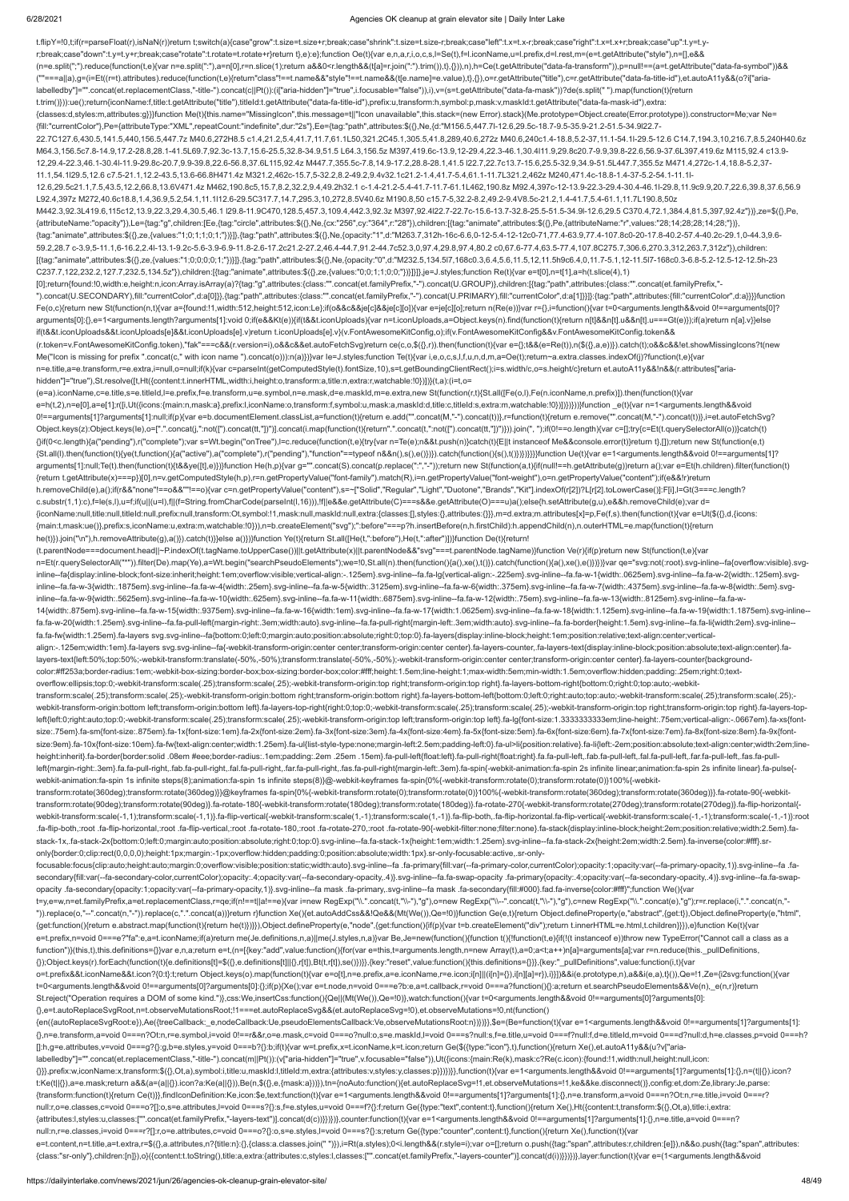```
t.flipY=!0,t;if(r=parseFloat(r),isNaN(r))return t;switch(a){case"grow":t.size=t.size+r;break;case"shrink":t.size=t.size-r;break;case"left":t.x=t.x-r;break;case"right":t.x=t.x+r;break;case"up":t.y=t.y-r;break;case"down":t.y=t.y+r;break;case"rotate":t.rotate=t.rotate+r}return t},e):e};function Oe(t){var e,n,a,r,i,o,c,s,l=Se(t),f=l.iconName,u=l.prefix,d=l.rest,m=(e=t.getAttribute("style"),n=[],e&&(n=e.split(";").reduce(function(t,e){var n=e.split(":"),a=n[0],r=n.slice(1);return a&&0<r.length&&(t[a]=r.join(":").trim()),t},{})),n),h=Ce(t.getAttribute("data-fa-transform")),p=null!==(a=t.getAttribute("data-fa-symbol"))&&(""===a||a),g=(i=Et((r=t).attributes).reduce(function(t,e){return"class"!==t.name&&"style"!==t.name&&(t[e.name]=e.value),t},{}),o=r.getAttribute("title"),c=r.getAttribute("data-fa-title-id"),et.autoA11y&&(o?i["aria-labelledby"]="".concat(et.replacementClass,"-title-").concat(c||Pt()):(i["aria-hidden"]="true",i.focusable="false")),i),v=(s=t.getAttribute("data-fa-mask"))?de(s.split(" ").map(function(t){return t.trim()})):ue();return{iconName:f,title:t.getAttribute("title"),titleId:t.getAttribute("data-fa-title-id"),prefix:u,transform:h,symbol:p,mask:v,maskId:t.getAttribute("data-fa-mask-id"),extra:{classes:d,styles:m,attributes:g}}}function Me(t){this.name="MissingIcon",this.message=t||"Icon unavailable",this.stack=(new Error).stack}(Me.prototype=Object.create(Error.prototype)).constructor=Me;var Ne={fill:"currentColor"},Pe={attributeType:"XML",repeatCount:"indefinite",dur:"2s"},Ee={tag:"path",attributes:$({},Ne,{d:"M156.5,447.7l-12.6,29.5c-18.7-9.5-35.9-21.2-51.5-34.9l22.7-22.7C127.6,430.5,141.5,440,156.5,447.7z M40.6,272H8.5 c1.4,21.2,5.4,41.7,11.7,61.1L50,321.2C45.1,305.5,41.8,289,40.6,272z M40.6,240c1.4-18.8,5.2-37,11.1-54.1l-29.5-12.6 C14.7,194.3,10,216.7,8.5,240H40.6z M64.3,156.5c7.8-14.9,17.2-28.8,28.1-41.5L69.7,92.3c-13.7,15.6-25.5,32.8-34.9,51.5 L64.3,156.5z M397,419.6c-13.9,12-29.4,22.3-46.1,30.4l11.9,29.8c20.7-9.9,39.8-22.6,56.9-37.6L397,419.6z M115,92.4 c13.9-12,29.4-22.3,46.1-30.4l-11.9-29.8c-20.7,9.9-39.8,22.6-56.8,37.6L115,92.4z M447.7,355.5c-7.8,14.9-17.2,28.8-28.1,41.5 l22.7,22.7c13.7-15.6,25.5-32.9,34.9-51.5L447.7,355.5z M471.4,272c-1.4,18.8-5.2,37-11.1,54.1l29.5,12.6 c7.5-21.1,12.2-43.5,13.6-66.8H471.4z M321.2,462c-15.7,5-32.2,8.2-49.2,9.4v32.1c21.2-1.4,41.7-5.4,61.1-11.7L321.2,462z M240,471.4c-18.8-1.4-37-5.2-54.1-11.1l-12.6,29.5c21.1,7.5,43.5,12.2,66.8,13.6V471.4z M462,190.8c5,15.7,8.2,32.2,9.4,49.2h32.1 c-1.4-21.2-5.4-41.7-11.7-61.1L462,190.8z M92.4,397c-12-13.9-22.3-29.4-30.4-46.1l-29.8,11.9c9.9,20.7,22.6,39.8,37.6,56.9 L92.4,397z M272,40.6c18.8,1.4,36.9,5.2,54.1,11.1l12.6-29.5C317.7,14.7,295.3,10,272,8.5V40.6z M190.8,50 c15.7-5,32.2-8.2,49.2-9.4V8.5c-21.2,1.4-41.7,5.4-61.1,11.7L190.8,50z M442.3,92.3L419.6,115c12,13.9,22.3,29.4,30.5,46.1 l29.8-11.9C470,128.5,457.3,109.4,442.3,92.3z M397,92.4l22.7-22.7c-15.6-13.7-32.8-25.5-51.5-34.9l-12.6,29.5 C370.4,72.1,384.4,81.5,397,92.4z"})},ze=$({},Pe,{attributeName:"opacity"}),Le={tag:"g",children:[Ee,{tag:"circle",attributes:$({},Ne,{cx:"256",cy:"364",r:"28"}),children:[{tag:"animate",attributes:$({},Pe,{attributeName:"r",values:"28;14;28;28;14;28;"})},{tag:"animate",attributes:$({},ze,{values:"1;0;1;1;0;1;"})}]},{tag:"path",attributes:$({},Ne,{opacity:"1",d:"M263.7,312h-16c-6.6,0-12-5.4-12-12c0-71,77.4-63.9,77.4-107.8c0-20-17.8-40.2-57.4-40.2c-29.1,0-44.3,9.6-59.2,28.7 c-3.9,5-11.1,6-16.2,2.4l-13.1-9.2c-5.6-3.9-6.9-11.8-2.6-17.2c21.2-27.2,46.4-44.7,91.2-44.7c52.3,0,97.4,29.8,97.4,80.2 c0,67.6-77.4,63.5-77.4,107.8C275.7,306.6,270.3,312,263.7,312z"}),children:[{tag:"animate",attributes:$({},ze,{values:"1;0;0;0;0;1;"})}]},{tag:"path",attributes:$({},Ne,{opacity:"0",d:"M232.5,134.5l7,168c0.3,6.4,5.6,11.5,12,11.5h9c6.4,0,11.7-5.1,12-11.5l7-168c0.3-6.8-5.2-12.5-12-12.5h-23 C237.7,122,232.2,127.7,232.5,134.5z"}),children:[{tag:"animate",attributes:$({},ze,{values:"0;0;1;1;0;0;"})}]}]},je=J.styles;function Re(t){var e=t[0],n=t[1],a=h(t.slice(4),1)[0];return{found:!0,width:e,height:n,icon:Array.isArray(a)?{tag:"g",attributes:{class:"".concat(et.familyPrefix,"-").concat(U.GROUP)},children:[{tag:"path",attributes:{class:"".concat(et.familyPrefix,"-").concat(U.SECONDARY),fill:"currentColor",d:a[0]}},{tag:"path",attributes:{class:"".concat(et.familyPrefix,"-").concat(U.PRIMARY),fill:"currentColor",d:a[1]}}]}:{tag:"path",attributes:{fill:"currentColor",d:a}}}}function Fe(o,c){return new St(function(n,t){var a={found:!1,width:512,height:512,icon:Le};if(o&&c&&je[c]&&je[c][o]){var e=je[c][o];return n(Re(e))}var r={},i=function(){var t=0<arguments.length&&void 0!==arguments[0]?arguments[0]:{},e=1<arguments.length?arguments[1]:void 0;if(e&&Kt(e)){if(t&&t.iconUploads){var n=t.iconUploads,a=Object.keys(n).find(function(t){return n[t]&&n[t].u&&n[t].u===Gt(e)});if(a)return n[a].v}}else if(t&&t.iconUploads&&t.iconUploads[e]&&t.iconUploads[e].v)return t.iconUploads[e].v}(v.FontAwesomeKitConfig,o);if(v.FontAwesomeKitConfig&&v.FontAwesomeKitConfig.token&&(r.token=v.FontAwesomeKitConfig.token),"fak"===c&&(r.version=i),o&&c&&et.autoFetchSvg)return ce(c,o,$({},r)).then(function(t){var e={};t&&(e=Re(t)),n($({},a,e))}).catch(t);o&&c&&!et.showMissingIcons?t(new Me("Icon is missing for prefix ".concat(c," with icon name ").concat(o))):n(a)})}var Ie=J.styles;function Te(t){var i,e,o,c,s,l,f,u,n,d,m,a=(Oe(t);return~a.extra.indexOf(j)?function(t,e){var n=e.title,a=e.transform,r=e.extra,i=null,o=null;if(k){var c=parseInt(getComputedStyle(t).fontSize,10),s=t.getBoundingClientRect();i=s.width/c,o=s.height/c}return et.autoA11y&&!n&&(r.attributes["aria-hidden"]="true"),St.resolve([t,Ht({content:t.innerHTML,width:i,height:o,transform:a,title:n,extra:r,watchable:!0})])}(t,a):(i=t,o=(e=a).iconName,c=e.title,s=e.titleId,l=e.prefix,f=e.transform,u=e.symbol,n=e.mask,d=e.maskId,m=e.extra,new St(function(r,t){St.all([Fe(o,l),Fe(n.iconName,n.prefix)]).then(function(t){var e=h(t,2),n=e[0],a=e[1];r([i,Ut({icons:{main:n,mask:a},prefix:l,iconName:o,transform:f,symbol:u,mask:a,maskId:d,title:c,titleId:s,extra:m,watchable:!0})])})}))}function _e(t){var n=1<arguments.length&&void 0!==arguments[1]?arguments[1]:null;if(p){var e=b.documentElement.classList,a=function(t){return e.add("".concat(M,"-").concat(t))},r=function(t){return e.remove("".concat(M,"-").concat(t))},i=et.autoFetchSvg?Object.keys(z):Object.keys(Ie),o=[".".concat(j,":not([").concat(C,"])")].concat(i.map(function(t){return".".concat(t,":not([").concat(C,"])")})).join(", ");if(0!==o.length){var c=[];try{c=Et(t.querySelectorAll(o))}catch(t){}if(0<c.length){a("pending"),r("complete");var s=Wt.begin("onTree"),l=c.reduce(function(t,e){try{var n=Te(e);n&&t.push(n)}catch(t){E||t instanceof Me&&console.error(t)}return t},[]);return new St(function(e,t){St.all(l).then(function(t){ye(t,function(){a("active"),a("complete"),r("pending"),"function"==typeof n&&n(),s(),e()})}).catch(function(){s(),t()})})}}}}function Ue(t){var e=1<arguments.length&&void 0!==arguments[1]?arguments[1]:null;Te(t).then(function(t){t&&ye([t],e)})}function He(h,p){var g="".concat(S).concat(p.replace(":","-"));return new St(function(a,t){if(null!==h.getAttribute(g))return a();var e=Et(h.children).filter(function(t){return t.getAttribute(x)===p})[0],n=v.getComputedStyle(h,p),r=n.getPropertyValue("font-family").match(R),i=n.getPropertyValue("font-weight"),o=n.getPropertyValue("content");if(e&&!r)return h.removeChild(e),a();if(r&&"none"!==o&&""!==o){var c=n.getPropertyValue("content"),s=~["Solid","Regular","Light","Duotone","Brands","Kit"].indexOf(r[2])?L[r[2].toLowerCase()]:F[i],l=Gt(3===c.length?c.substr(1,1):c),f=le(s,l),u=f;if(u||(u=l),f||(f=String.fromCharCode(parseInt(l,16))),!f||e&&e.getAttribute(C)===s&&e.getAttribute(O)===u)a();else{h.setAttribute(g,u),e&&h.removeChild(e);var d={iconName:null,title:null,titleId:null,prefix:null,transform:Ot,symbol:!1,mask:null,maskId:null,extra:{classes:[],styles:{},attributes:{}}},m=d.extra;m.attributes[x]=p,Fe(f,s).then(function(t){var e=Ut($({},d,{icons:{main:t,mask:ue()},prefix:s,iconName:u,extra:m,watchable:!0})),n=b.createElement("svg");":before"===p?h.insertBefore(n,h.firstChild):h.appendChild(n),n.outerHTML=e.map(function(t){return he(t)}).join("\n"),h.removeAttribute(g),a()}).catch(t)}}else a()})}function Ye(t){return St.all([He(t,":before"),He(t,":after")])}function De(t){return!(t.parentNode===document.head||~P.indexOf(t.tagName.toUpperCase())||t.getAttribute(x)||t.parentNode&&"svg"===t.parentNode.tagName)}function Ve(r){if(p)return new St(function(t,e){var n=Et(r.querySelectorAll("*")).filter(De).map(Ye),a=Wt.begin("searchPseudoElements");we=!0,St.all(n).then(function(){a(),xe(),t()}).catch(function(){a(),xe(),e()})})}var qe="svg:not(:root).svg-inline--fa{overflow:visible}.svg-inline--fa{display:inline-block;font-size:inherit;height:1em;overflow:visible;vertical-align:-.125em}.svg-inline--fa.fa-lg{vertical-align:-.225em}.svg-inline--fa.fa-w-1{width:.0625em}.svg-inline--fa.fa-w-2{width:.125em}.svg-inline--fa.fa-w-3{width:.1875em}.svg-inline--fa.fa-w-4{width:.25em}.svg-inline--fa.fa-w-5{width:.3125em}.svg-inline--fa.fa-w-6{width:.375em}.svg-inline--fa.fa-w-7{width:.4375em}.svg-inline--fa.fa-w-8{width:.5em}.svg-inline--fa.fa-w-9{width:.5625em}.svg-inline--fa.fa-w-10{width:.625em}.svg-inline--fa.fa-w-11{width:.6875em}.svg-inline--fa.fa-w-12{width:.75em}.svg-inline--fa.fa-w-13{width:.8125em}.svg-inline--fa.fa-w-14{width:.875em}.svg-inline--fa.fa-w-15{width:.9375em}.svg-inline--fa.fa-w-16{width:1em}.svg-inline--fa.fa-w-17{width:1.0625em}.svg-inline--fa.fa-w-18{width:1.125em}.svg-inline--fa.fa-w-19{width:1.1875em}.svg-inline--fa.fa-w-20{width:1.25em}.svg-inline--fa.fa-pull-left{margin-right:.3em;width:auto}.svg-inline--fa.fa-pull-right{margin-left:.3em;width:auto}.svg-inline--fa.fa-border{height:1.5em}.svg-inline--fa.fa-li{width:2em}.svg-inline--fa.fa-fw{width:1.25em}.fa-layers svg.svg-inline--fa{bottom:0;left:0;margin:auto;position:absolute;right:0;top:0}.fa-layers{display:inline-block;height:1em;position:relative;text-align:center;vertical-align:-.125em;width:1em}.fa-layers svg.svg-inline--fa{-webkit-transform-origin:center center;transform-origin:center center}.fa-layers-counter,.fa-layers-text{display:inline-block;position:absolute;text-align:center}.fa-layers-text{left:50%;top:50%;-webkit-transform:translate(-50%,-50%);transform:translate(-50%,-50%);-webkit-transform-origin:center center;transform-origin:center center}.fa-layers-counter{background-color:#ff253a;border-radius:1em;-webkit-box-sizing:border-box;box-sizing:border-box;color:#fff;height:1.5em;line-height:1;max-width:5em;min-width:1.5em;overflow:hidden;padding:.25em;right:0;text-overflow:ellipsis;top:0;-webkit-transform:scale(.25);transform:scale(.25);-webkit-transform-origin:top right;transform-origin:top right}.fa-layers-bottom-right{bottom:0;right:0;top:auto;-webkit-transform:scale(.25);transform:scale(.25);-webkit-transform-origin:bottom right;transform-origin:bottom right}.fa-layers-bottom-left{bottom:0;left:0;right:auto;top:auto;-webkit-transform:scale(.25);transform:scale(.25);-webkit-transform-origin:bottom left;transform-origin:bottom left}.fa-layers-top-right{right:0;top:0;-webkit-transform:scale(.25);transform:scale(.25);-webkit-transform-origin:top right;transform-origin:top right}.fa-layers-top-left{left:0;right:auto;top:0;-webkit-transform:scale(.25);transform:scale(.25);-webkit-transform-origin:top left;transform-origin:top left}.fa-lg{font-size:1.3333333333em;line-height:.75em;vertical-align:-.0667em}.fa-xs{font-size:.75em}.fa-sm{font-size:.875em}.fa-1x{font-size:1em}.fa-2x{font-size:2em}.fa-3x{font-size:3em}.fa-4x{font-size:4em}.fa-5x{font-size:5em}.fa-6x{font-size:6em}.fa-7x{font-size:7em}.fa-8x{font-size:8em}.fa-9x{font-size:9em}.fa-10x{font-size:10em}.fa-fw{text-align:center;width:1.25em}.fa-ul{list-style-type:none;margin-left:2.5em;padding-left:0}.fa-ul>li{position:relative}.fa-li{left:-2em;position:absolute;text-align:center;width:2em;line-height:inherit}.fa-border{border:solid .08em #eee;border-radius:.1em;padding:.2em .25em .15em}.fa-pull-left{float:left}.fa-pull-right{float:right}.fa.fa-pull-left,.fab.fa-pull-left,.fal.fa-pull-left,.far.fa-pull-left,.fas.fa-pull-left{margin-right:.3em}.fa.fa-pull-right,.fab.fa-pull-right,.fal.fa-pull-right,.far.fa-pull-right,.fas.fa-pull-right{margin-left:.3em}.fa-spin{-webkit-animation:fa-spin 2s infinite linear;animation:fa-spin 2s infinite linear}.fa-pulse{-webkit-animation:fa-spin 1s infinite steps(8);animation:fa-spin 1s infinite steps(8)}@-webkit-keyframes fa-spin{0%{-webkit-transform:rotate(0);transform:rotate(0)}100%{-webkit-transform:rotate(360deg);transform:rotate(360deg)}}@keyframes fa-spin{0%{-webkit-transform:rotate(0);transform:rotate(0)}100%{-webkit-transform:rotate(360deg);transform:rotate(360deg)}}.fa-rotate-90{-webkit-transform:rotate(90deg);transform:rotate(90deg)}.fa-rotate-180{-webkit-transform:rotate(180deg);transform:rotate(180deg)}.fa-rotate-270{-webkit-transform:rotate(270deg);transform:rotate(270deg)}.fa-flip-horizontal{-webkit-transform:scale(-1,1);transform:scale(-1,1)}.fa-flip-vertical{-webkit-transform:scale(1,-1);transform:scale(1,-1)}.fa-flip-both,.fa-flip-horizontal.fa-flip-vertical{-webkit-transform:scale(-1,-1);transform:scale(-1,-1)}:root .fa-flip-both,:root .fa-flip-horizontal,:root .fa-flip-vertical,:root .fa-rotate-180,:root .fa-rotate-270,:root .fa-rotate-90{-webkit-filter:none;filter:none}.fa-stack{display:inline-block;height:2em;position:relative;width:2.5em}.fa-stack-1x,.fa-stack-2x{bottom:0;left:0;margin:auto;position:absolute;right:0;top:0}.svg-inline--fa.fa-stack-1x{height:1em;width:1.25em}.svg-inline--fa.fa-stack-2x{height:2em;width:2.5em}.fa-inverse{color:#fff}.sr-only{border:0;clip:rect(0,0,0,0);height:1px;margin:-1px;overflow:hidden;padding:0;position:absolute;width:1px}.sr-only-focusable:active,.sr-only-focusable:focus{clip:auto;height:auto;margin:0;overflow:visible;position:static;width:auto}.svg-inline--fa .fa-primary{fill:var(--fa-primary-color,currentColor);opacity:1;opacity:var(--fa-primary-opacity,1)}.svg-inline--fa .fa-secondary{fill:var(--fa-secondary-color,currentColor);opacity:.4;opacity:var(--fa-secondary-opacity,.4)}.svg-inline--fa.fa-swap-opacity .fa-primary{opacity:.4;opacity:var(--fa-secondary-opacity,.4)}.svg-inline--fa.fa-swap-opacity .fa-secondary{opacity:1;opacity:var(--fa-primary-opacity,1)}.svg-inline--fa mask .fa-primary,.svg-inline--fa mask .fa-secondary{fill:#000}.fad.fa-inverse{color:#fff}";function We(){var t=y,e=w,n=et.familyPrefix,a=et.replacementClass,r=qe;if(n!==t||a!==e){var i=new RegExp("\\.".concat(t,"\\-"),"g"),o=new RegExp("\\--".concat(t,"\\-"),"g"),c=new RegExp("\\.".concat(e),"g");r=r.replace(i,".".concat(n,"-")).replace(o,"--".concat(n,"-")).replace(c,".".concat(a))}return r}function Xe(){et.autoAddCss&&!Qe&&(Mt(We()),Qe=!0)}function Ge(e,t){return Object.defineProperty(e,"abstract",{get:t}),Object.defineProperty(e,"html",{get:function(){return e.abstract.map(function(t){return he(t)})}}),Object.defineProperty(e,"node",{get:function(){if(p){var t=b.createElement("div");return t.innerHTML=e.html,t.children}}}),e}function Ke(t){var e=t.prefix,n=void 0===e?"fa":e,a=t.iconName;if(a)return me(Je.definitions,n,a)||me(J.styles,n,a)}var Be,Je=new(function(){function t(){!function(t,e){if(!(t instanceof e))throw new TypeError("Cannot call a class as a function")}(this,t),this.definitions={}}var e,n,a;return e=t,(n=[{key:"add",value:function(){for(var e=this,t=arguments.length,n=new Array(t),a=0;a<t;a++)n[a]=arguments[a];var r=n.reduce(this._pullDefinitions,{});Object.keys(r).forEach(function(t){e.definitions[t]=$({},e.definitions[t]||{},r[t]),Bt(t,r[t]),se()})}},{key:"reset",value:function(){this.definitions={}}},{key:"_pullDefinitions",value:function(i,t){var o=t.prefix&&t.iconName&&t.icon?{0:t}:t;return Object.keys(o).map(function(t){var e=o[t],n=e.prefix,a=e.iconName,r=e.icon;i[n]||(i[n]={}),i[n][a]=r}),i}}])&&i(e.prototype,n),a&&i(e,a),t}()),Qe=!1,Ze={i2svg:function(){var t=0<arguments.length&&void 0!==arguments[0]?arguments[0]:{};if(p){Xe();var e=t.node,n=void 0===e?b:e,a=t.callback,r=void 0===a?function(){}:a;return et.searchPseudoElements&&Ve(n),_e(n,r)}return St.reject("Operation requires a DOM of some kind.")},css:We,insertCss:function(){Qe||(Mt(We()),Qe=!0)},watch:function(){var t=0<arguments.length&&void 0!==arguments[0]?arguments[0]:{},e=t.autoReplaceSvgRoot,n=t.observeMutationsRoot;!1===et.autoReplaceSvg&&(et.autoReplaceSvg=!0),et.observeMutations=!0,nt(function(){en({autoReplaceSvgRoot:e}),Ae({treeCallback:_e,nodeCallback:Ue,pseudoElementsCallback:Ve,observeMutationsRoot:n})})}},$e=(Be=function(t){var e=1<arguments.length&&void 0!==arguments[1]?arguments[1]:{},n=e.transform,a=void 0===n?Ot:n,r=e.symbol,i=void 0!==r&&r,o=e.mask,c=void 0===o?null:o,s=e.maskId,l=void 0===s?null:s,f=e.title,u=void 0===f?null:f,d=e.titleId,m=void 0===d?null:d,h=e.classes,p=void 0===h?[]:h,g=e.attributes,v=void 0===g?{}:g,b=e.styles,y=void 0===b?{}:b;if(t){var w=t.prefix,x=t.iconName,k=t.icon;return Ge($({type:"icon"},t),function(){return Xe(),et.autoA11y&&(u?v["aria-labelledby"]="".concat(et.replacementClass,"-title-").concat(m||Pt()):(v["aria-hidden"]="true",v.focusable="false")),Ut({icons:{main:Re(k),mask:c?Re(c.icon):{found:!1,width:null,height:null,icon:{}}},prefix:w,iconName:x,transform:$({},Ot,a),symbol:i,title:u,maskId:l,titleId:m,extra:{attributes:v,styles:y,classes:p}})})}},function(t){var e=1<arguments.length&&void 0!==arguments[1]?arguments[1]:{},n=(t||{}).icon?t:Ke(t||{}),a=e.mask;return a&&(a=(a||{}).icon?a:Ke(a||{})),Be(n,$({},e,{mask:a}))}),tn={noAuto:function(){et.autoReplaceSvg=!1,et.observeMutations=!1,ke&&ke.disconnect()},config:et,dom:Ze,library:Je,parse:{transform:function(t){return Ce(t)}},findIconDefinition:Ke,icon:$e,text:function(t){var e=1<arguments.length&&void 0!==arguments[1]?arguments[1]:{},n=e.transform,a=void 0===n?Ot:n,r=e.title,i=void 0===r?null:r,o=e.classes,c=void 0===o?[]:o,s=e.attributes,l=void 0===s?{}:s,f=e.styles,u=void 0===f?{}:f;return Ge({type:"text",content:t},function(){return Xe(),Ht({content:t,transform:$({},Ot,a),title:i,extra:{attributes:l,styles:u,classes:["".concat(et.familyPrefix,"-layers-text")].concat(d(c))}})})},counter:function(t){var e=1<arguments.length&&void 0!==arguments[1]?arguments[1]:{},n=e.title,a=void 0===n?null:n,r=e.classes,i=void 0===r?[]:r,o=e.attributes,c=void 0===o?{}:o,s=e.styles,l=void 0===s?{}:s;return Ge({type:"counter",content:t},function(){return Xe(),function(t){var e=t.content,n=t.title,a=t.extra,r=$({},a.attributes,n?{title:n}:{},{class:a.classes.join(" ")}),i=Rt(a.styles);0<i.length&&(r.style=i);var o=[];return o.push({tag:"span",attributes:r,children:[e]}),n&&o.push({tag:"span",attributes:{class:"sr-only"},children:[n]}),o}({content:t.toString(),title:a,extra:{attributes:c,styles:l,classes:["".concat(et.familyPrefix,"-layers-counter")].concat(d(i))}})})},layer:function(t){var e=(1<arguments.length&&void
```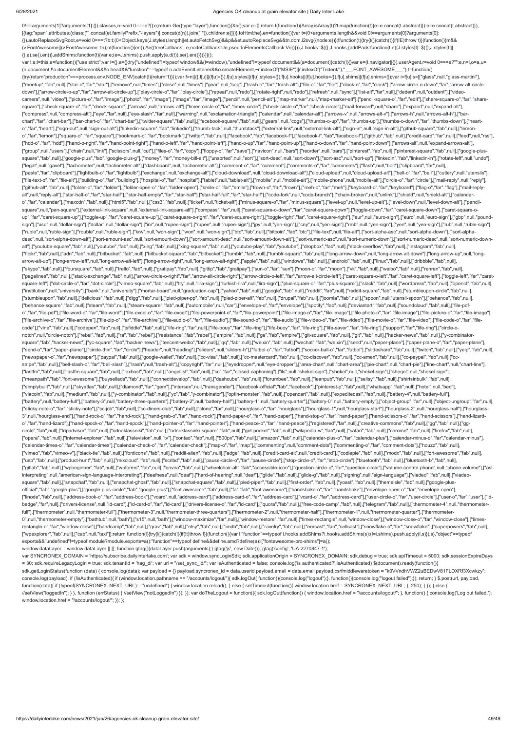```
0!==arguments[1]?arguments[1]:{}).classes,n=void 0===e?[]:e;return Ge({type:"layer"},function(){Xe();var e=[];return t(function(t){Array.isArray(t)?t.map(function(t){e=e.concat(t.abstract)}):e=e.concat(t.abstract)}),
[{tag:"span",attributes:{class:["".concat(et.familyPrefix,"-layers")].concat(d(n)).join(" ")},children:e}]})},toHtml:he},en=function(){var t=(0<arguments.length&&void 0!==arguments[0]?arguments[0]:
{}).autoReplaceSvgRoot,e=void 0===t?b:t;(0<Object.keys(J.styles).length||et.autoFetchSvg)&&p&&et.autoReplaceSvg&&tn.dom.i2svg({node:e})};!function(t){try{t()}catch(t){if(!E)throw t}}(function(){m&&
(v.FontAwesome||(v.FontAwesome=tn),nt(function(){en(),Ae({treeCallback:_e,nodeCallback:Ue,pseudoElementsCallback:Ve})})),J.hooks=$({},J.hooks,{addPack:function(t,e){J.styles[t]=$({},J.styles[t]||
{},e),se(),en()},addShims:function(t){var e;(e=J.shims).push.apply(e,d(t)),se(),en()}})})}();
var l,a;l=this,a=function(){"use strict";var l={},a={};try{"undefined"!=typeof window&&(l=window),"undefined"!=typeof document&&(a=document)}catch(l){}var e=(l.navigator||{}).userAgent,r=void 0===e?"":e,n=l,o=a,u=
(n.document,!!o.documentElement&&!!o.head&&"function"==typeof o.addEventListener&&o.createElement,~r.indexOf("MSIE")||r.indexOf("Trident/"),"___FONT_AWESOME___"),t=function()
{try{return"production"===process.env.NODE_ENV}catch(l){return!1}}();var f=n||{};f[u]||(f[u]={}),f[u].styles||(f[u].styles={}),f[u].hooks||(f[u].hooks={}),f[u].shims||(f[u].shims=[]);var i=f[u],s=[["glass",null,"glass-martini"],
["meetup","fab",null],["star-o","far","star"],["remove",null,"times"],["close",null,"times"],["gear",null,"cog"],["trash-o","far","trash-alt"],["file-o","far","file"],["clock-o","far","clock"],["arrow-circle-o-down","far","arrow-alt-circle-
down"],["arrow-circle-o-up","far","arrow-alt-circle-up"],["play-circle-o","far","play-circle"],["repeat",null,"redo"],["rotate-right",null,"redo"],["refresh",null,"sync"],["list-alt","far",null],["dedent",null,"outdent"],["video-
camera",null,"video"],["picture-o","far","image"],["photo","far","image"],["image","far","image"],["pencil",null,"pencil-alt"],["map-marker",null,"map-marker-alt"],["pencil-square-o","far","edit"],["share-square-o","far","share-
square"],["check-square-o","far","check-square"],["arrows",null,"arrows-alt"],["times-circle-o","far","times-circle"],["check-circle-o","far","check-circle"],["mail-forward",null,"share"],["expand",null,"expand-alt"],
["compress",null,"compress-alt"],["eye","far",null],["eye-slash","far",null],["warning",null,"exclamation-triangle"],["calendar",null,"calendar-alt"],["arrows-v",null,"arrows-alt-v"],["arrows-h",null,"arrows-alt-h"],["bar-
chart","far","chart-bar"],["bar-chart-o","far","chart-bar"],["twitter-square","fab",null],["facebook-square","fab",null],["gears",null,"cogs"],["thumbs-o-up","far","thumbs-up"],["thumbs-o-down","far","thumbs-down"],["heart-
o","far","heart"],["sign-out",null,"sign-out-alt"],["linkedin-square","fab","linkedin"],["thumb-tack",null,"thumbtack"],["external-link",null,"external-link-alt"],["sign-in",null,"sign-in-alt"],["github-square","fab",null],["lemon-
o","far","lemon"],["square-o","far","square"],["bookmark-o","far","bookmark"],["twitter","fab",null],["facebook","fab","facebook-f"],["facebook-f","fab","facebook-f"],["github","fab",null],["credit-card","far",null],["feed",null,"rss"],
["hdd-o","far","hdd"],["hand-o-right","far","hand-point-right"],["hand-o-left","far","hand-point-left"],["hand-o-up","far","hand-point-up"],["hand-o-down","far","hand-point-down"],["arrows-alt",null,"expand-arrows-alt"],
["group",null,"users"],["chain",null,"link"],["scissors",null,"cut"],["files-o","far","copy"],["floppy-o","far","save"],["navicon",null,"bars"],["reorder",null,"bars"],["pinterest","fab",null],["pinterest-square","fab",null],["google-plus-
square","fab",null],["google-plus","fab","google-plus-g"],["money","far","money-bill-alt"],["unsorted",null,"sort"],["sort-desc",null,"sort-down"],["sort-asc",null,"sort-up"],["linkedin","fab","linkedin-in"],["rotate-left",null,"undo"],
["legal",null,"gavel"],["tachometer",null,"tachometer-alt"],["dashboard",null,"tachometer-alt"],["comment-o","far","comment"],["comments-o","far","comments"],["flash",null,"bolt"],["clipboard","far",null],
["paste","far","clipboard"],["lightbulb-o","far","lightbulb"],["exchange",null,"exchange-alt"],["cloud-download",null,"cloud-download-alt"],["cloud-upload",null,"cloud-upload-alt"],["bell-o","far","bell"],["cutlery",null,"utensils"],
["file-text-o","far","file-alt"],["building-o","far","building"],["hospital-o","far","hospital"],["tablet",null,"tablet-alt"],["mobile",null,"mobile-alt"],["mobile-phone",null,"mobile-alt"],["circle-o","far","circle"],["mail-reply",null,"reply"],
["github-alt","fab",null],["folder-o","far","folder"],["folder-open-o","far","folder-open"],["smile-o","far","smile"],["frown-o","far","frown"],["meh-o","far","meh"],["keyboard-o","far","keyboard"],["flag-o","far","flag"],["mail-reply-
all",null,"reply-all"],["star-half-o","far","star-half"],["star-half-empty","far","star-half"],["star-half-full","far","star-half"],["code-fork",null,"code-branch"],["chain-broken",null,"unlink"],["shield",null,"shield-alt"],["calendar-
o","far","calendar"],["maxcdn","fab",null],["html5","fab",null],["css3","fab",null],["ticket",null,"ticket-alt"],["minus-square-o","far","minus-square"],["level-up",null,"level-up-alt"],["level-down",null,"level-down-alt"],["pencil-
square",null,"pen-square"],["external-link-square",null,"external-link-square-alt"],["compass","far",null],["caret-square-o-down","far","caret-square-down"],["toggle-down","far","caret-square-down"],["caret-square-o-
up","far","caret-square-up"],["toggle-up","far","caret-square-up"],["caret-square-o-right","far","caret-square-right"],["toggle-right","far","caret-square-right"],["eur",null,"euro-sign"],["euro",null,"euro-sign"],["gbp",null,"pound-
sign"],["usd",null,"dollar-sign"],["dollar",null,"dollar-sign"],["inr",null,"rupee-sign"],["rupee",null,"rupee-sign"],["jpy",null,"yen-sign"],["cny",null,"yen-sign"],["rmb",null,"yen-sign"],["yen",null,"yen-sign"],["rub",null,"ruble-sign"],
["ruble",null,"ruble-sign"],["rouble",null,"ruble-sign"],["krw",null,"won-sign"],["won",null,"won-sign"],["btc","fab",null],["bitcoin","fab","btc"],["file-text",null,"file-alt"],["sort-alpha-asc",null,"sort-alpha-down"],["sort-alpha-
desc",null,"sort-alpha-down-alt"],["sort-amount-asc",null,"sort-amount-down"],["sort-amount-desc",null,"sort-amount-down-alt"],["sort-numeric-asc",null,"sort-numeric-down"],["sort-numeric-desc",null,"sort-numeric-down-
alt"],["youtube-square","fab",null],["youtube","fab",null],["xing","fab",null],["xing-square","fab",null],["youtube-play","fab","youtube"],["dropbox","fab",null],["stack-overflow","fab",null],["instagram","fab",null],
["flickr","fab",null],["adn","fab",null],["bitbucket","fab",null],["bitbucket-square","fab","bitbucket"],["tumblr","fab",null],["tumblr-square","fab",null],["long-arrow-down",null,"long-arrow-alt-down"],["long-arrow-up",null,"long-
arrow-alt-up"],["long-arrow-left",null,"long-arrow-alt-left"],["long-arrow-right",null,"long-arrow-alt-right"],["apple","fab",null],["windows","fab",null],["android","fab",null],["linux","fab",null],["dribbble","fab",null],
["skype","fab",null],["foursquare","fab",null],["trello","fab",null],["gratipay","fab",null],["gittip","fab","gratipay"],["sun-o","far","sun"],["moon-o","far","moon"],["vk","fab",null],["weibo","fab",null],["renren","fab",null],
["pagelines","fab",null],["stack-exchange","fab",null],["arrow-circle-o-right","far","arrow-alt-circle-right"],["arrow-circle-o-left","far","arrow-alt-circle-left"],["caret-square-o-left","far","caret-square-left"],["toggle-left","far","caret-
square-left"],["dot-circle-o","far","dot-circle"],["vimeo-square","fab",null],["try",null,"lira-sign"],["turkish-lira",null,"lira-sign"],["plus-square-o","far","plus-square"],["slack","fab",null],["wordpress","fab",null],["openid","fab",null],
["institution",null,"university"],["bank",null,"university"],["mortar-board",null,"graduation-cap"],["yahoo","fab",null],["google","fab",null],["reddit","fab",null],["reddit-square","fab",null],["stumbleupon-circle","fab",null],
["stumbleupon","fab",null],["delicious","fab",null],["digg","fab",null],["pied-piper-pp","fab",null],["pied-piper-alt","fab",null],["drupal","fab",null],["joomla","fab",null],["spoon",null,"utensil-spoon"],["behance","fab",null],
["behance-square","fab",null],["steam","fab",null],["steam-square","fab",null],["automobile",null,"car"],["envelope-o","far","envelope"],["spotify","fab",null],["deviantart","fab",null],["soundcloud","fab",null],["file-pdf-
o","far","file-pdf"],["file-word-o","far","file-word"],["file-excel-o","far","file-excel"],["file-powerpoint-o","far","file-powerpoint"],["file-image-o","far","file-image"],["file-photo-o","far","file-image"],["file-picture-o","far","file-image"],
["file-archive-o","far","file-archive"],["file-zip-o","far","file-archive"],["file-audio-o","far","file-audio"],["file-sound-o","far","file-audio"],["file-video-o","far","file-video"],["file-movie-o","far","file-video"],["file-code-o","far","file-
code"],["vine","fab",null],["codepen","fab",null],["jsfiddle","fab",null],["life-ring","far",null],["life-bouy","far","life-ring"],["life-buoy","far","life-ring"],["life-saver","far","life-ring"],["support","far","life-ring"],["circle-o-
notch",null,"circle-notch"],["rebel","fab",null],["ra","fab","rebel"],["resistance","fab","rebel"],["empire","fab",null],["ge","fab","empire"],["git-square","fab",null],["git","fab",null],["hacker-news","fab",null],["y-combinator-
square","fab","hacker-news"],["yc-square","fab","hacker-news"],["tencent-weibo","fab",null],["qq","fab",null],["weixin","fab",null],["wechat","fab","weixin"],["send",null,"paper-plane"],["paper-plane-o","far","paper-plane"],
["send-o","far","paper-plane"],["circle-thin","far","circle"],["header",null,"heading"],["sliders",null,"sliders-h"],["futbol-o","far","futbol"],["soccer-ball-o","far","futbol"],["slideshare","fab",null],["twitch","fab",null],["yelp","fab",null],
["newspaper-o","far","newspaper"],["paypal","fab",null],["google-wallet","fab",null],["cc-visa","fab",null],["cc-mastercard","fab",null],["cc-discover","fab",null],["cc-amex","fab",null],["cc-paypal","fab",null],["cc-
stripe","fab",null],["bell-slash-o","far","bell-slash"],["trash",null,"trash-alt"],["copyright","far",null],["eyedropper",null,"eye-dropper"],["area-chart",null,"chart-area"],["pie-chart",null,"chart-pie"],["line-chart",null,"chart-line"],
["lastfm","fab",null],["lastfm-square","fab",null],["ioxhost","fab",null],["angellist","fab",null],["cc","far","closed-captioning"],["ils",null,"shekel-sign"],["shekel",null,"shekel-sign"],["sheqel",null,"shekel-sign"],
["meanpath","fab","font-awesome"],["buysellads","fab",null],["connectdevelop","fab",null],["dashcube","fab",null],["forumbee","fab",null],["leanpub","fab",null],["sellsy","fab",null],["shirtsinbulk","fab",null],
["simplybuilt","fab",null],["skyatlas","fab",null],["diamond","far","gem"],["intersex",null,"transgender"],["facebook-official","fab","facebook"],["pinterest-p","fab",null],["whatsapp","fab",null],["hotel",null,"bed"],
["viacoin","fab",null],["medium","fab",null],["y-combinator","fab",null],["yc","fab","y-combinator"],["optin-monster","fab",null],["opencart","fab",null],["expeditedssl","fab",null],["battery-4",null,"battery-full"],
["battery",null,"battery-full"],["battery-3",null,"battery-three-quarters"],["battery-2",null,"battery-half"],["battery-1",null,"battery-quarter"],["battery-0",null,"battery-empty"],["object-group","far",null],["object-ungroup","far",null],
["sticky-note-o","far","sticky-note"],["cc-jcb","fab",null],["cc-diners-club","fab",null],["clone","far",null],["hourglass-o","far","hourglass"],["hourglass-1",null,"hourglass-start"],["hourglass-2",null,"hourglass-half"],["hourglass-
3",null,"hourglass-end"],["hand-rock-o","far","hand-rock"],["hand-grab-o","far","hand-rock"],["hand-paper-o","far","hand-paper"],["hand-stop-o","far","hand-paper"],["hand-scissors-o","far","hand-scissors"],["hand-lizard-
o","far","hand-lizard"],["hand-spock-o","far","hand-spock"],["hand-pointer-o","far","hand-pointer"],["hand-peace-o","far","hand-peace"],["registered","far",null],["creative-commons","fab",null],["gg","fab",null],["gg-
circle","fab",null],["tripadvisor","fab",null],["odnoklassniki","fab",null],["odnoklassniki-square","fab",null],["get-pocket","fab",null],["wikipedia-w","fab",null],["safari","fab",null],["chrome","fab",null],["firefox","fab",null],
["opera","fab",null],["internet-explorer","fab",null],["television",null,"tv"],["contao","fab",null],["500px","fab",null],["amazon","fab",null],["calendar-plus-o","far","calendar-plus"],["calendar-minus-o","far","calendar-minus"],
["calendar-times-o","far","calendar-times"],["calendar-check-o","far","calendar-check"],["map-o","far","map"],["commenting",null,"comment-dots"],["commenting-o","far","comment-dots"],["houzz","fab",null],
["vimeo","fab","vimeo-v"],["black-tie","fab",null],["fonticons","fab",null],["reddit-alien","fab",null],["edge","fab",null],["credit-card-alt",null,"credit-card"],["codiepie","fab",null],["modx","fab",null],["fort-awesome","fab",null],
["usb","fab",null],["product-hunt","fab",null],["mixcloud","fab",null],["scribd","fab",null],["pause-circle-o","far","pause-circle"],["stop-circle-o","far","stop-circle"],["bluetooth","fab",null],["bluetooth-b","fab",null],
["gitlab","fab",null],["wpbeginner","fab",null],["wpforms","fab",null],["envira","fab",null],["wheelchair-alt","fab","accessible-icon"],["question-circle-o","far","question-circle"],["volume-control-phone",null,"phone-volume"],["asl-
interpreting",null,"american-sign-language-interpreting"],["deafness",null,"deaf"],["hard-of-hearing",null,"deaf"],["glide","fab",null],["glide-g","fab",null],["signing",null,"sign-language"],["viadeo","fab",null],["viadeo-
square","fab",null],["snapchat","fab",null],["snapchat-ghost","fab",null],["snapchat-square","fab",null],["pied-piper","fab",null],["first-order","fab",null],["yoast","fab",null],["themeisle","fab",null],["google-plus-
official","fab","google-plus"],["google-plus-circle","fab","google-plus"],["font-awesome","fab",null],["fa","fab","font-awesome"],["handshake-o","far","handshake"],["envelope-open-o","far","envelope-open"],
["linode","fab",null],["address-book-o","far","address-book"],["vcard",null,"address-card"],["address-card-o","far","address-card"],["vcard-o","far","address-card"],["user-circle-o","far","user-circle"],["user-o","far","user"],["id-
badge","far",null],["drivers-license",null,"id-card"],["id-card-o","far","id-card"],["drivers-license-o","far","id-card"],["quora","fab",null],["free-code-camp","fab",null],["telegram","fab",null],["thermometer-4",null,"thermometer-
full"],["thermometer",null,"thermometer-full"],["thermometer-3",null,"thermometer-three-quarters"],["thermometer-2",null,"thermometer-half"],["thermometer-1",null,"thermometer-quarter"],["thermometer-
0",null,"thermometer-empty"],["bathtub",null,"bath"],["s15",null,"bath"],["window-maximize","far",null],["window-restore","far",null],["times-rectangle",null,"window-close"],["window-close-o","far","window-close"],["times-
rectangle-o","far","window-close"],["bandcamp","fab",null],["grav","fab",null],["etsy","fab",null],["imdb","fab",null],["ravelry","fab",null],["eercast","fab","sellcast"],["snowflake-o","far","snowflake"],["superpowers","fab",null],
["wpexplorer","fab",null],["cab",null,"taxi"]];return function(l){try{l()}catch(l){if(t)throw l}}(function(){var l;"function"==typeof i.hooks.addShims?i.hooks.addShims(s):(l=i.shims).push.apply(l,s)}),s},"object"==typeof
exports&&"undefined"!=typeof module?module.exports=a():"function"==typeof define&&define.amd?define(a):l["fontawesome-pro-shims"]=a();
window.dataLayer = window.dataLayer || []; function gtag(){dataLayer.push(arguments);} gtag('js', new Date()); gtag('config', 'UA-2270847-1');
var SYNCRONEX_DOMAIN = 'https://subscribe.dailyinterlake.com'; var sdk = window.syncLoginSdk; sdk.applicationOrigin = SYNCRONEX_DOMAIN; sdk.debug = true; sdk.apiTimeout = 5000; sdk.sessionExpireDays
= 30; sdk.requireLegacyLogin = true; sdk.tenantId = 'hag_di'; var url = "/set_sync_id/"; var isAuthenticated = false; console.log('is authenticated?',isAuthenticated) $(document).ready(function(){
sdk.getLoginStatus(function (data) { console.log(data); var payload = {} payload.syncronex_id = data.userid payload.email = data.email payload.csrfmiddlewaretoken = "k0VVndhVWZ2uBEDwV81FLDXRf3Xcwkzy";
console.log(payload); if (!isAuthenticated){ if (window.location.pathname == "/accounts/logout/"){ sdk.logOut( function(){console.log("logout");}, function(){console.log("logout failed");}); return; } $.post(url, payload,
function(data){ if (typeof(SYNCRONEX_NEXT_URL)=="undefined") { window.location.reload(); } else { setTimeout(function(){ window.location.href = SYNCRONEX_NEXT_URL; }, 250); } }); } else {
//setView("loggedIn"); } }, function (errStatus) { //setView("notLoggedIn") }); }); var doTheLogout = function(){ sdk.logOut(function() { window.location.href = "/accounts/logout/"; }, function() { console.log('Log out failed.');
window.location.href = "/accounts/logout/"; }); };
```